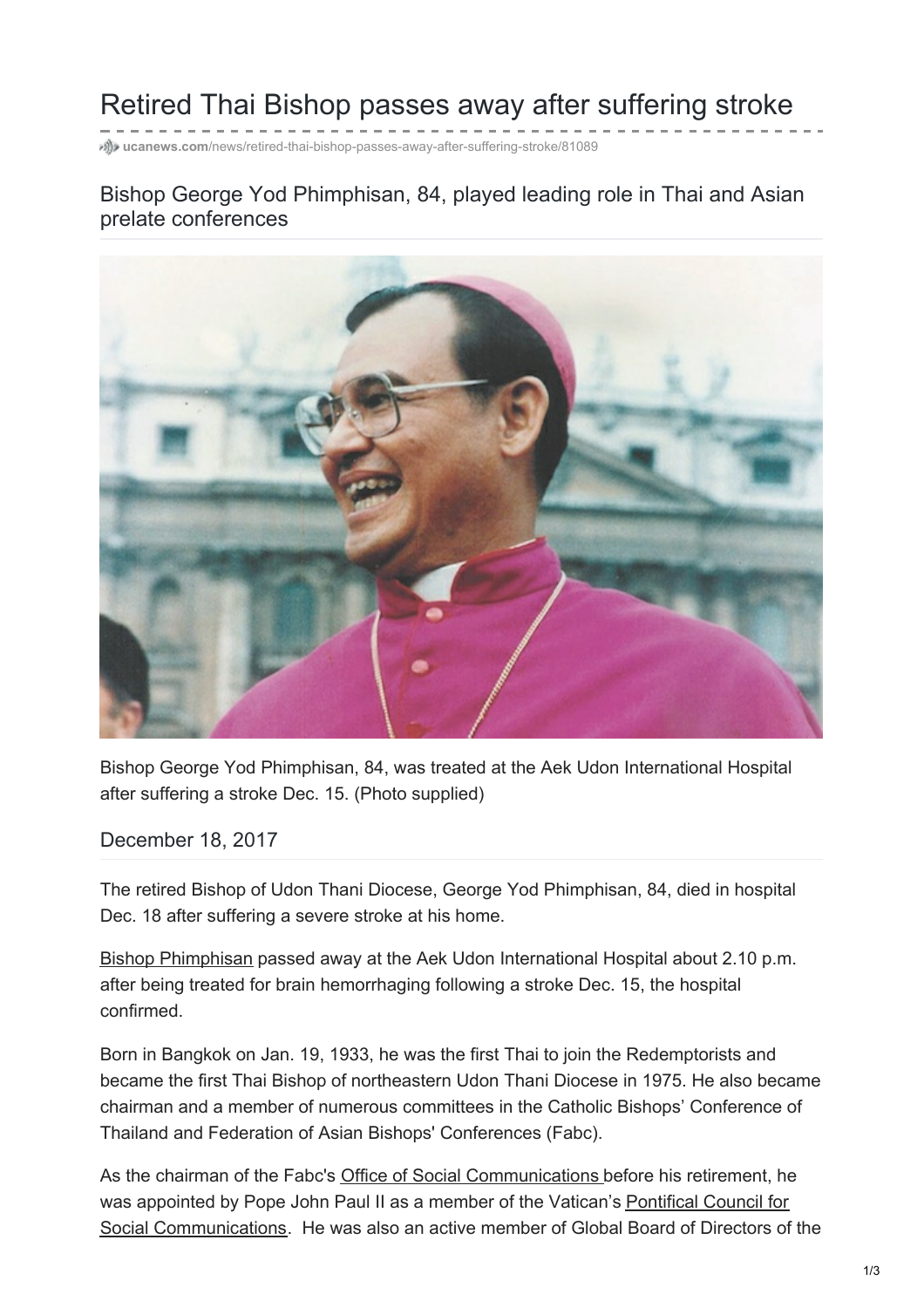# Retired Thai Bishop passes away after suffering stroke

ucanews.com/news/retired-thai-bishop-passes-away-after-suffering-stroke/81089

## Bishop George Yod Phimphisan, 84, played leading role in Thai and Asian prelate conferences

Bishop George Yod Phimphisan, 84, was treated at the Aek Udon International Hospital after suffering a stroke Dec. 15. (Photo supplied)

December 18, 2017

The retired Bishop of Udon Thani Diocese, George Yod Phimphisan, 84, died in hospital Dec. 18 after suffering a severe stroke at his home.

Bishop Phimphisan passed away at the Aek Udon International Hospital about 2.10 p.m. after being treated for brain hemorrhaging following a stroke Dec. 15, the hospital confirmed.

Born in Bangkok on Jan. 19, 1933, he was the first Thai to join the Redemptorists and became the first Thai Bishop of northeastern Udon Thani Diocese in 1975. He also became chairman and a member of numerous committees in the Catholic Bishops' Conference of Thailand and Federation of Asian Bishops' Conferences (Fabc).

As the chairman of the Fabc's Office of Social Communications before his retirement, he was appointed by Pope John Paul II as a member of the Vatican's Pontifical Council for Social Communications. He was also an active member of Global Board of Directors of the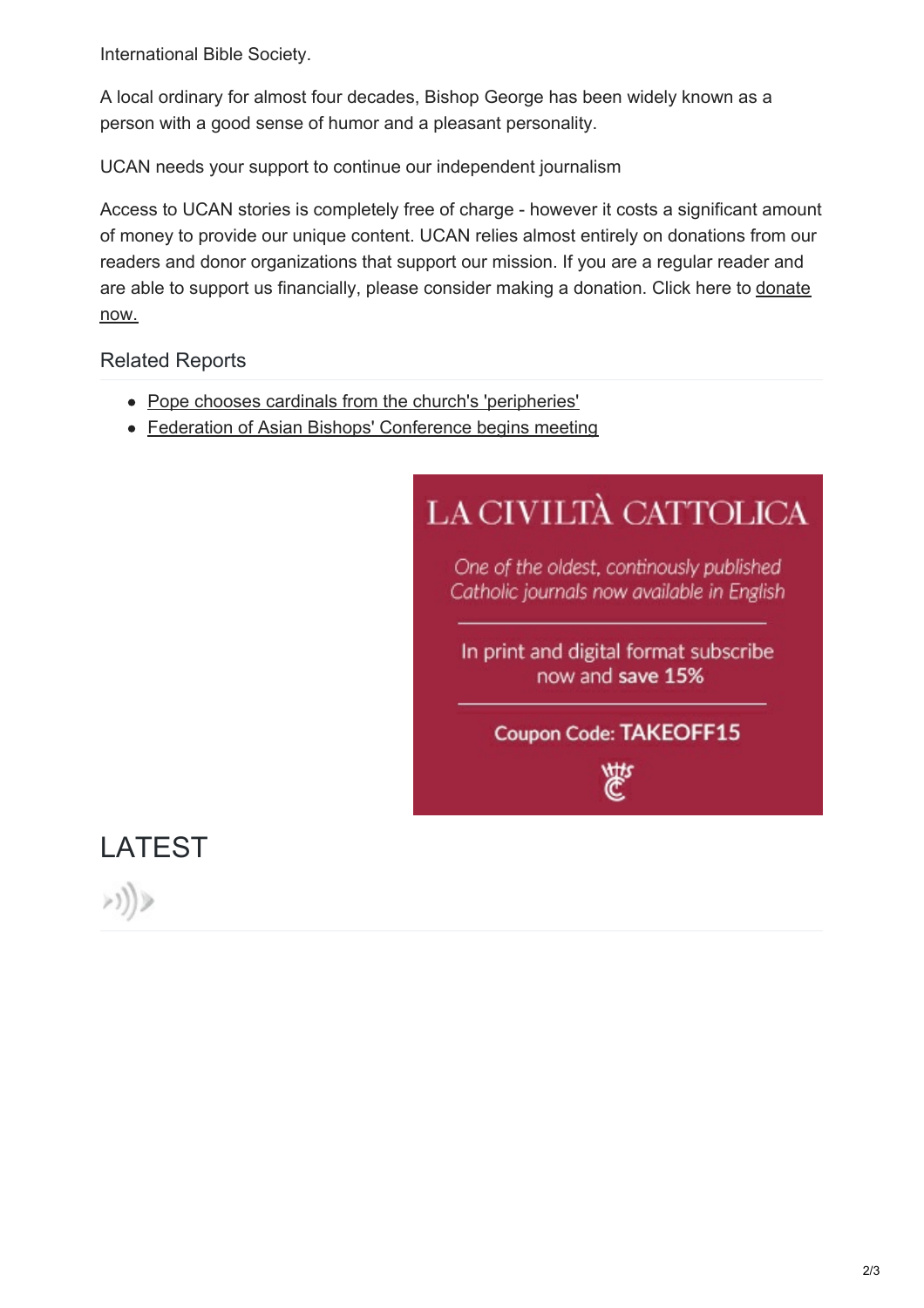International Bible Society.

A local ordinary for almost four decades, Bishop George has been widely known as a person with a good sense of humor and a pleasant personality.

UCAN needs your support to continue our independent journalism

Access to UCAN stories is completely free of charge - however it costs a significant amount of money to provide our unique content. UCAN relies almost entirely on donations from our readers and donor organizations that support our mission. If you are a regular reader and are able to support us financially, please consider making a donation. Click here to donate now.

## Related Reports

- Pope chooses cardinals from the church's 'peripheries'
- Federation of Asian Bishops' Conference begins meeting

LA CIVILTÀ CATTOLICA

*One of the oldest, continously published Catholic journals now available in English*

In print and digital format subscribe now and **save 15%**

Coupon Code: **TAKEOFF15**

# LATEST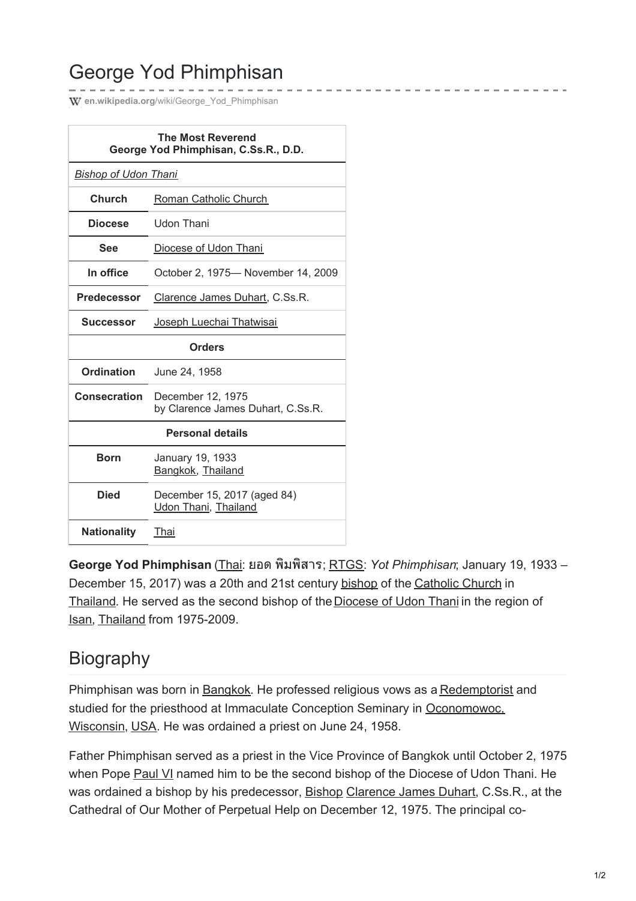# George Yod Phimphisan

en.wikipedia.org/wiki/George_Yod_Phimphisan

| The Most Reverend George Yod Phimphisan, C.Ss.R., D.D. | |
|---|---|
| *Bishop of Udon Thani* | |
| **Church** | Roman Catholic Church |
| **Diocese** | Udon Thani |
| **See** | Diocese of Udon Thani |
| **In office** | October 2, 1975— November 14, 2009 |
| **Predecessor** | Clarence James Duhart, C.Ss.R. |
| **Successor** | Joseph Luechai Thatwisai |
| **Orders** | |
| **Ordination** | June 24, 1958 |
| **Consecration** | December 12, 1975 by Clarence James Duhart, C.Ss.R. |
| **Personal details** | |
| **Born** | January 19, 1933 Bangkok, Thailand |
| **Died** | December 15, 2017 (aged 84) Udon Thani, Thailand |
| **Nationality** | Thai |

**George Yod Phimphisan** (Thai: ยอด พิมพิสาร; RTGS: *Yot Phimphisan*; January 19, 1933 – December 15, 2017) was a 20th and 21st century bishop of the Catholic Church in Thailand. He served as the second bishop of the Diocese of Udon Thani in the region of Isan, Thailand from 1975-2009.

## Biography

Phimphisan was born in Bangkok. He professed religious vows as a Redemptorist and studied for the priesthood at Immaculate Conception Seminary in Oconomowoc, Wisconsin, USA. He was ordained a priest on June 24, 1958.

Father Phimphisan served as a priest in the Vice Province of Bangkok until October 2, 1975 when Pope Paul VI named him to be the second bishop of the Diocese of Udon Thani. He was ordained a bishop by his predecessor, Bishop Clarence James Duhart, C.Ss.R., at the Cathedral of Our Mother of Perpetual Help on December 12, 1975. The principal co-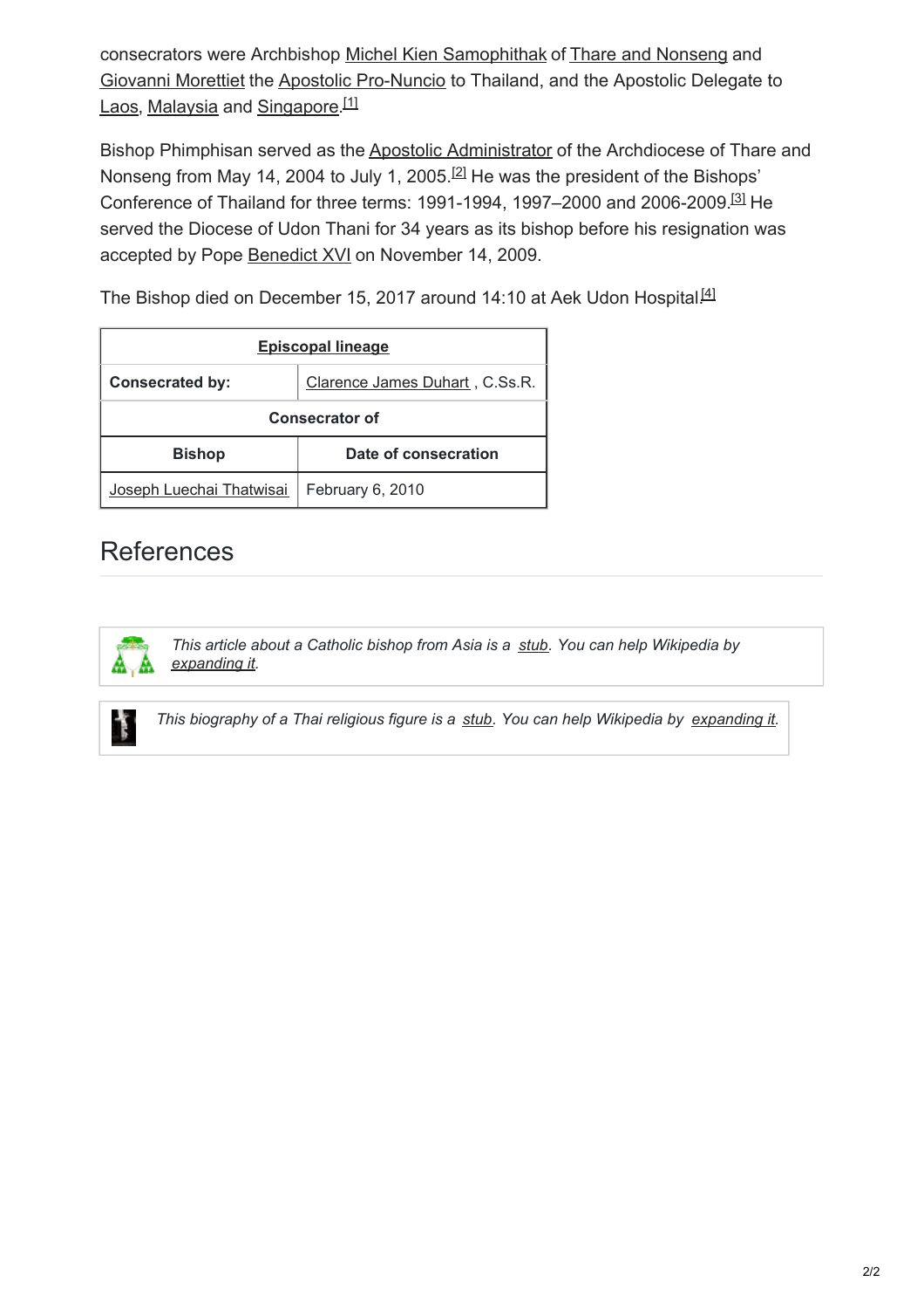consecrators were Archbishop Michel Kien Samophithak of Thare and Nonseng and Giovanni Morettiet the Apostolic Pro-Nuncio to Thailand, and the Apostolic Delegate to Laos, Malaysia and Singapore.[1]

Bishop Phimphisan served as the Apostolic Administrator of the Archdiocese of Thare and Nonseng from May 14, 2004 to July 1, 2005.[2] He was the president of the Bishops' Conference of Thailand for three terms: 1991-1994, 1997–2000 and 2006-2009.[3] He served the Diocese of Udon Thani for 34 years as its bishop before his resignation was accepted by Pope Benedict XVI on November 14, 2009.

The Bishop died on December 15, 2017 around 14:10 at Aek Udon Hospital.[4]

| Episcopal lineage | |
|---|---|
| **Consecrated by:** | Clarence James Duhart , C.Ss.R. |
| **Consecrator of** | |
| **Bishop** | **Date of consecration** |
| Joseph Luechai Thatwisai | February 6, 2010 |

## References

*This article about a Catholic bishop from Asia is a stub. You can help Wikipedia by expanding it.*

*This biography of a Thai religious figure is a stub. You can help Wikipedia by expanding it.*